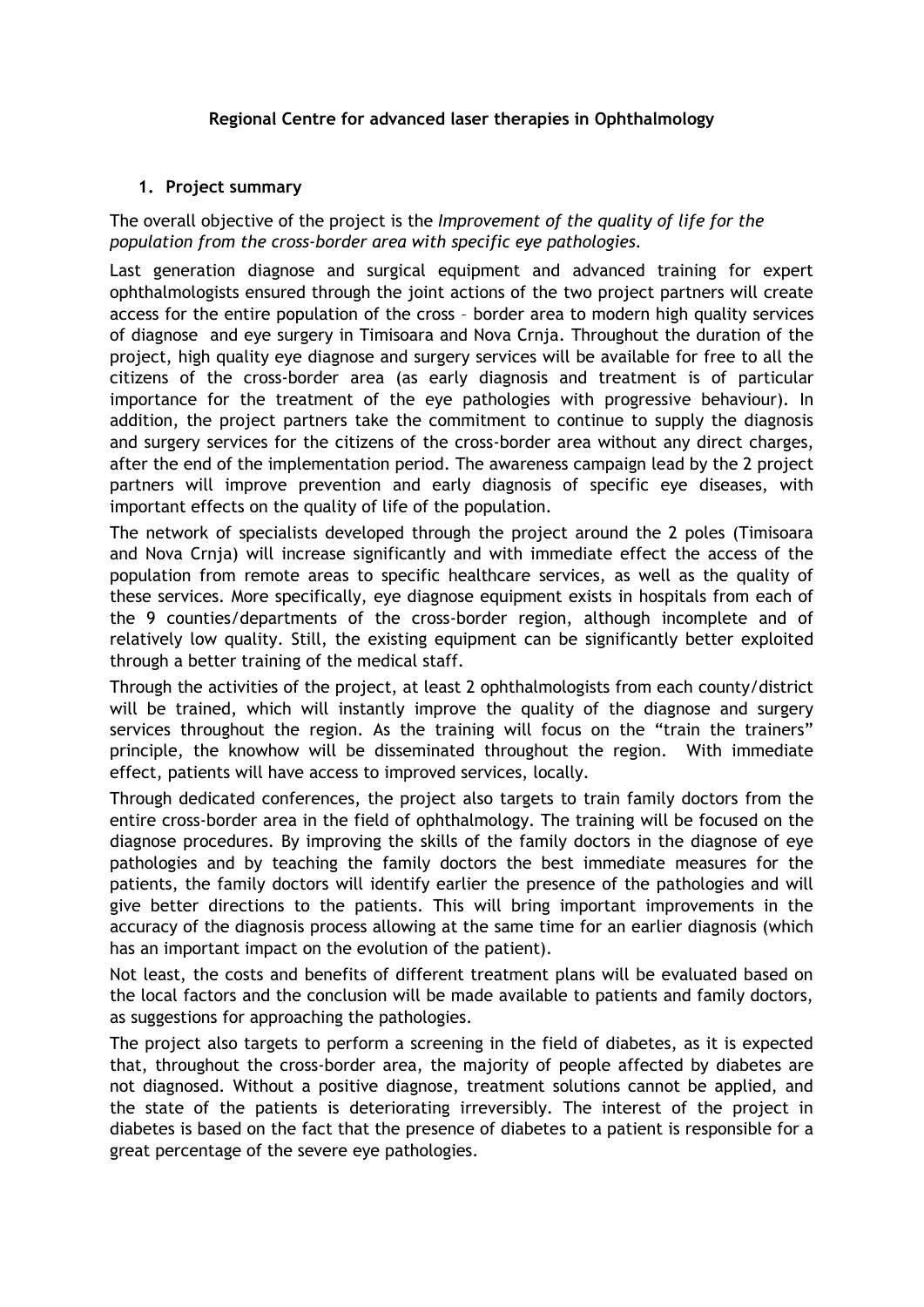**Regional Centre for advanced laser therapies in Ophthalmology**

## 1. Project summary

The overall objective of the project is the *Improvement of the quality of life for the population from the cross-border area with specific eye pathologies.*

Last generation diagnose and surgical equipment and advanced training for expert ophthalmologists ensured through the joint actions of the two project partners will create access for the entire population of the cross – border area to modern high quality services of diagnose and eye surgery in Timisoara and Nova Crnja. Throughout the duration of the project, high quality eye diagnose and surgery services will be available for free to all the citizens of the cross-border area (as early diagnosis and treatment is of particular importance for the treatment of the eye pathologies with progressive behaviour). In addition, the project partners take the commitment to continue to supply the diagnosis and surgery services for the citizens of the cross-border area without any direct charges, after the end of the implementation period. The awareness campaign lead by the 2 project partners will improve prevention and early diagnosis of specific eye diseases, with important effects on the quality of life of the population.

The network of specialists developed through the project around the 2 poles (Timisoara and Nova Crnja) will increase significantly and with immediate effect the access of the population from remote areas to specific healthcare services, as well as the quality of these services. More specifically, eye diagnose equipment exists in hospitals from each of the 9 counties/departments of the cross-border region, although incomplete and of relatively low quality. Still, the existing equipment can be significantly better exploited through a better training of the medical staff.

Through the activities of the project, at least 2 ophthalmologists from each county/district will be trained, which will instantly improve the quality of the diagnose and surgery services throughout the region. As the training will focus on the "train the trainers" principle, the knowhow will be disseminated throughout the region. With immediate effect, patients will have access to improved services, locally.

Through dedicated conferences, the project also targets to train family doctors from the entire cross-border area in the field of ophthalmology. The training will be focused on the diagnose procedures. By improving the skills of the family doctors in the diagnose of eye pathologies and by teaching the family doctors the best immediate measures for the patients, the family doctors will identify earlier the presence of the pathologies and will give better directions to the patients. This will bring important improvements in the accuracy of the diagnosis process allowing at the same time for an earlier diagnosis (which has an important impact on the evolution of the patient).

Not least, the costs and benefits of different treatment plans will be evaluated based on the local factors and the conclusion will be made available to patients and family doctors, as suggestions for approaching the pathologies.

The project also targets to perform a screening in the field of diabetes, as it is expected that, throughout the cross-border area, the majority of people affected by diabetes are not diagnosed. Without a positive diagnose, treatment solutions cannot be applied, and the state of the patients is deteriorating irreversibly. The interest of the project in diabetes is based on the fact that the presence of diabetes to a patient is responsible for a great percentage of the severe eye pathologies.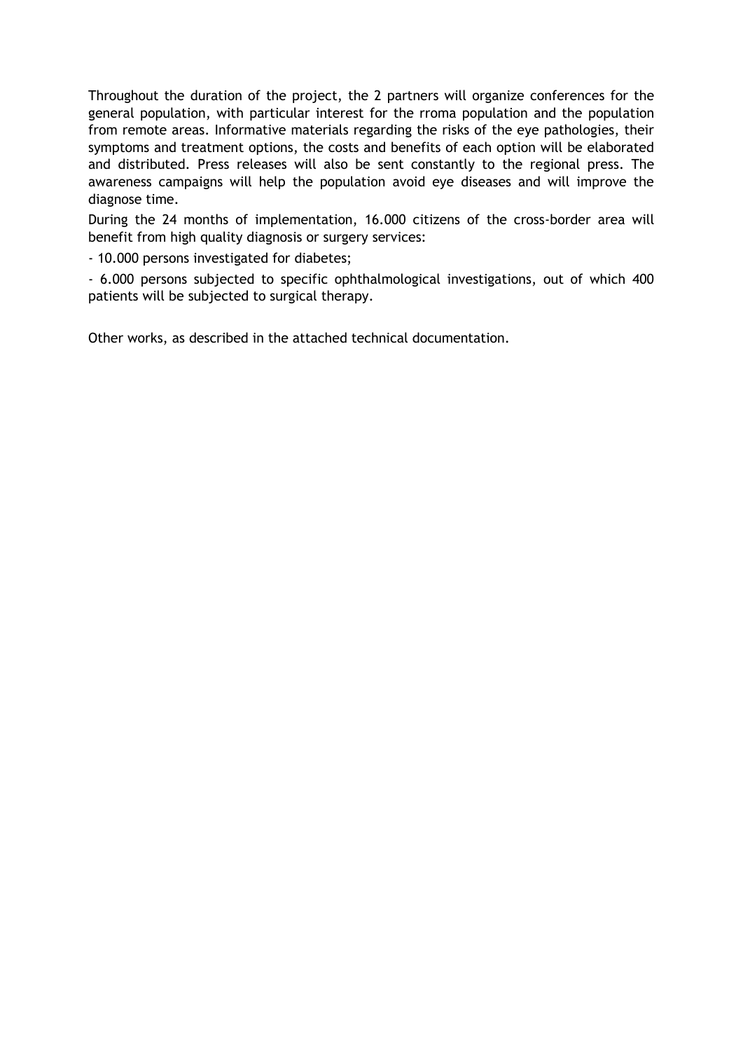Throughout the duration of the project, the 2 partners will organize conferences for the general population, with particular interest for the rroma population and the population from remote areas. Informative materials regarding the risks of the eye pathologies, their symptoms and treatment options, the costs and benefits of each option will be elaborated and distributed. Press releases will also be sent constantly to the regional press. The awareness campaigns will help the population avoid eye diseases and will improve the diagnose time.

During the 24 months of implementation, 16.000 citizens of the cross-border area will benefit from high quality diagnosis or surgery services:

- 10.000 persons investigated for diabetes;
- 6.000 persons subjected to specific ophthalmological investigations, out of which 400 patients will be subjected to surgical therapy.

Other works, as described in the attached technical documentation.